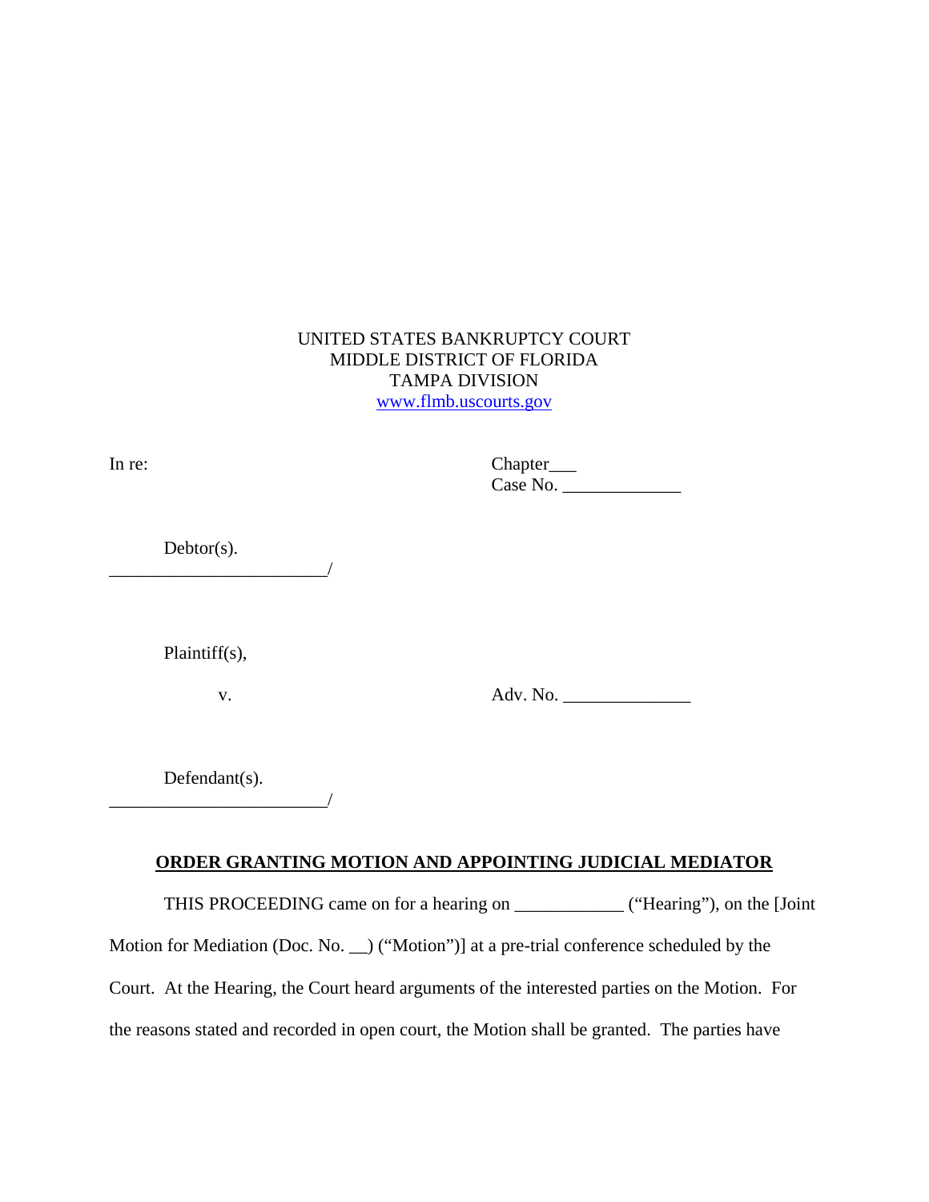UNITED STATES BANKRUPTCY COURT
MIDDLE DISTRICT OF FLORIDA
TAMPA DIVISION
www.flmb.uscourts.gov

In re: Chapter___
Case No. _____________

Debtor(s).
________________________/

Plaintiff(s),

v. Adv. No. ______________

Defendant(s).
________________________/

**ORDER GRANTING MOTION AND APPOINTING JUDICIAL MEDIATOR**

THIS PROCEEDING came on for a hearing on ____________ ("Hearing"), on the [Joint Motion for Mediation (Doc. No. __) ("Motion")] at a pre-trial conference scheduled by the Court. At the Hearing, the Court heard arguments of the interested parties on the Motion. For the reasons stated and recorded in open court, the Motion shall be granted. The parties have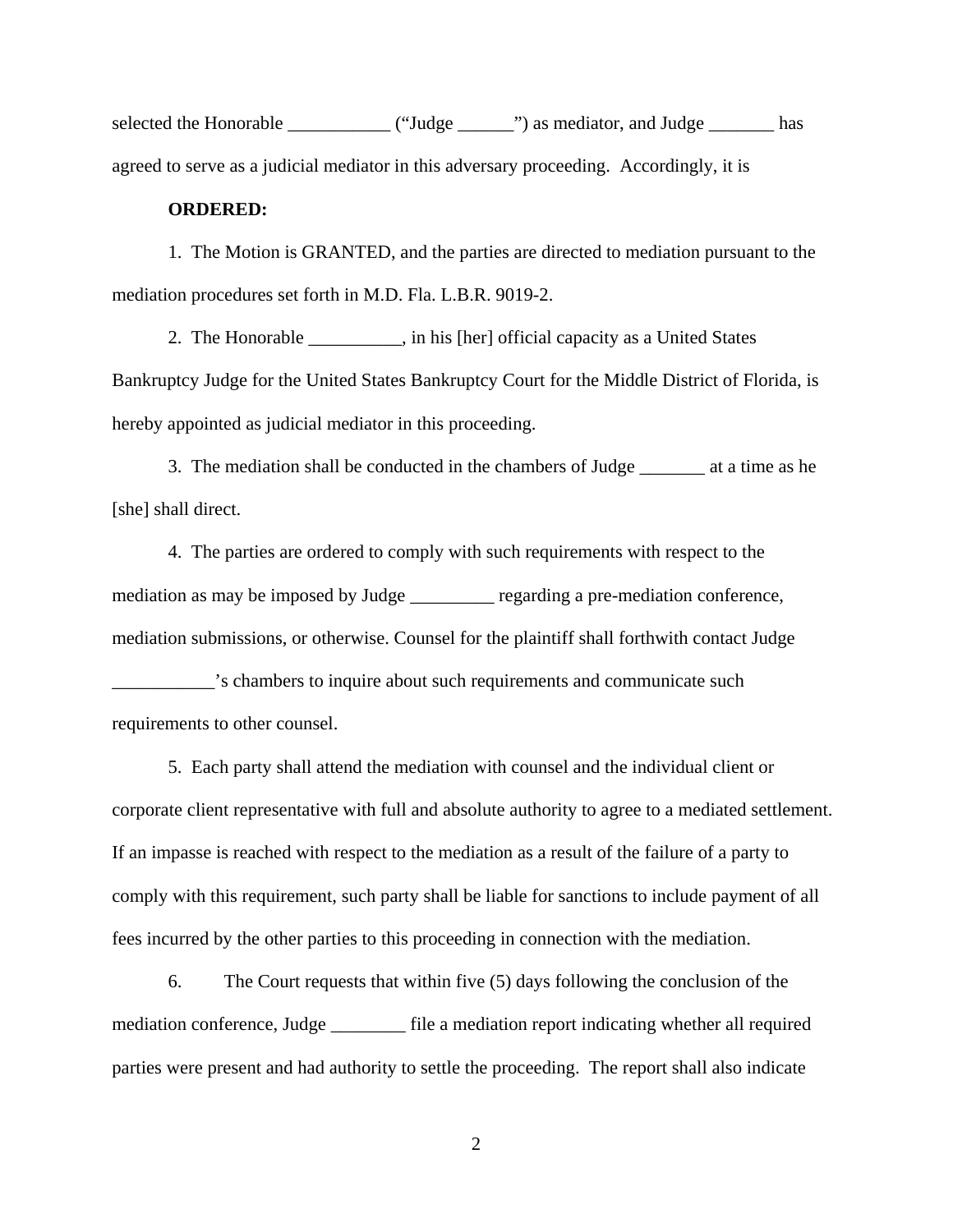selected the Honorable ___________ ("Judge ______") as mediator, and Judge _______ has agreed to serve as a judicial mediator in this adversary proceeding. Accordingly, it is

**ORDERED:**

1. The Motion is GRANTED, and the parties are directed to mediation pursuant to the mediation procedures set forth in M.D. Fla. L.B.R. 9019-2.

2. The Honorable __________, in his [her] official capacity as a United States Bankruptcy Judge for the United States Bankruptcy Court for the Middle District of Florida, is hereby appointed as judicial mediator in this proceeding.

3. The mediation shall be conducted in the chambers of Judge _______ at a time as he [she] shall direct.

4. The parties are ordered to comply with such requirements with respect to the mediation as may be imposed by Judge _________ regarding a pre-mediation conference, mediation submissions, or otherwise. Counsel for the plaintiff shall forthwith contact Judge ___________'s chambers to inquire about such requirements and communicate such requirements to other counsel.

5. Each party shall attend the mediation with counsel and the individual client or corporate client representative with full and absolute authority to agree to a mediated settlement. If an impasse is reached with respect to the mediation as a result of the failure of a party to comply with this requirement, such party shall be liable for sanctions to include payment of all fees incurred by the other parties to this proceeding in connection with the mediation.

6. The Court requests that within five (5) days following the conclusion of the mediation conference, Judge ________ file a mediation report indicating whether all required parties were present and had authority to settle the proceeding. The report shall also indicate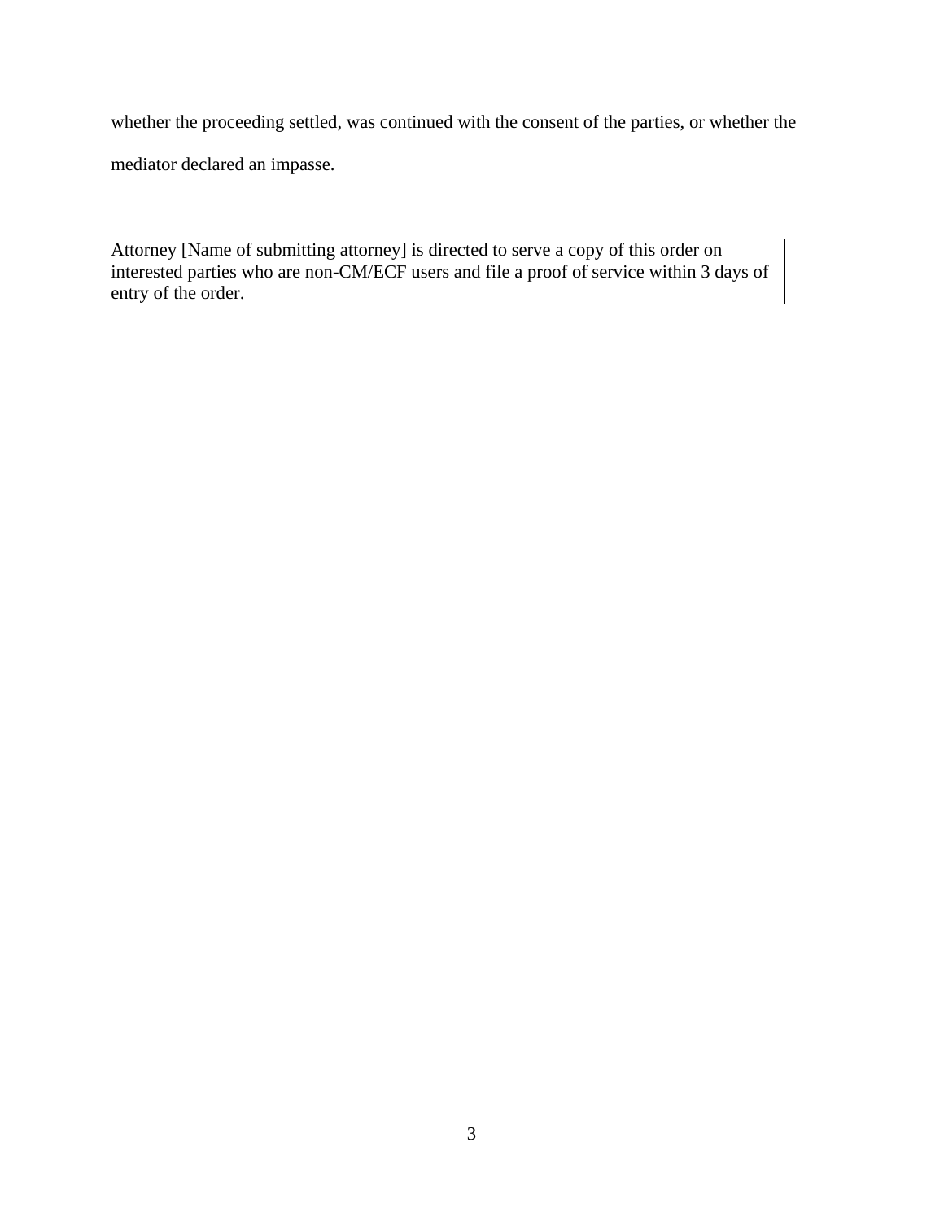whether the proceeding settled, was continued with the consent of the parties, or whether the mediator declared an impasse.

| |
|---|
| Attorney [Name of submitting attorney] is directed to serve a copy of this order on interested parties who are non-CM/ECF users and file a proof of service within 3 days of entry of the order. |